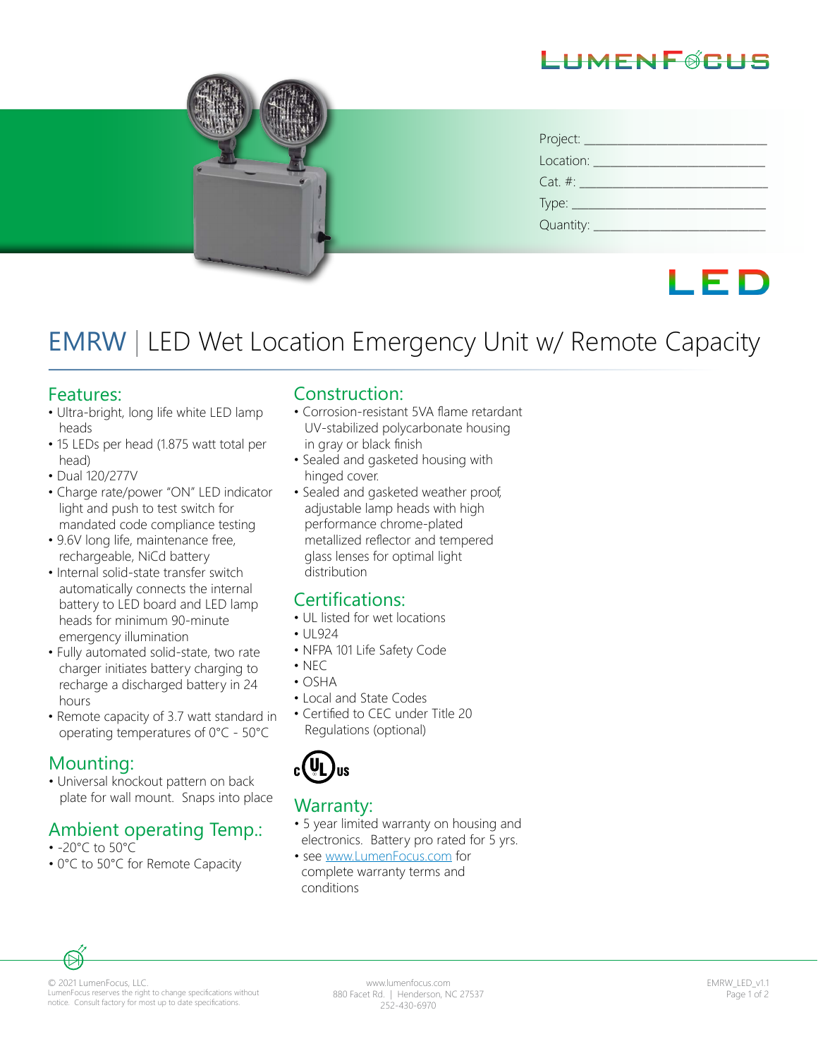LUMENFOCUS

Project: ____________________________

Location: ___________________________

Cat. #: _____________________________

Type: ______________________________

Quantity: ___________________________

LED

# EMRW | LED Wet Location Emergency Unit w/ Remote Capacity

## Features:

- Ultra-bright, long life white LED lamp heads
- 15 LEDs per head (1.875 watt total per head)
- Dual 120/277V
- Charge rate/power "ON" LED indicator light and push to test switch for mandated code compliance testing
- 9.6V long life, maintenance free, rechargeable, NiCd battery
- Internal solid-state transfer switch automatically connects the internal battery to LED board and LED lamp heads for minimum 90-minute emergency illumination
- Fully automated solid-state, two rate charger initiates battery charging to recharge a discharged battery in 24 hours
- Remote capacity of 3.7 watt standard in operating temperatures of 0°C - 50°C

## Mounting:

- Universal knockout pattern on back plate for wall mount. Snaps into place

## Ambient operating Temp.:

- -20°C to 50°C
- 0°C to 50°C for Remote Capacity

## Construction:

- Corrosion-resistant 5VA flame retardant UV-stabilized polycarbonate housing in gray or black finish
- Sealed and gasketed housing with hinged cover.
- Sealed and gasketed weather proof, adjustable lamp heads with high performance chrome-plated metallized reflector and tempered glass lenses for optimal light distribution

## Certifications:

- UL listed for wet locations
- UL924
- NFPA 101 Life Safety Code
- NEC
- OSHA
- Local and State Codes
- Certified to CEC under Title 20 Regulations (optional)

c UL us

## Warranty:

- 5 year limited warranty on housing and electronics. Battery pro rated for 5 yrs.
- see www.LumenFocus.com for complete warranty terms and conditions

© 2021 LumenFocus, LLC.
LumenFocus reserves the right to change specifications without notice. Consult factory for most up to date specifications.

www.lumenfocus.com
880 Facet Rd. | Henderson, NC 27537
252-430-6970

EMRW_LED_v1.1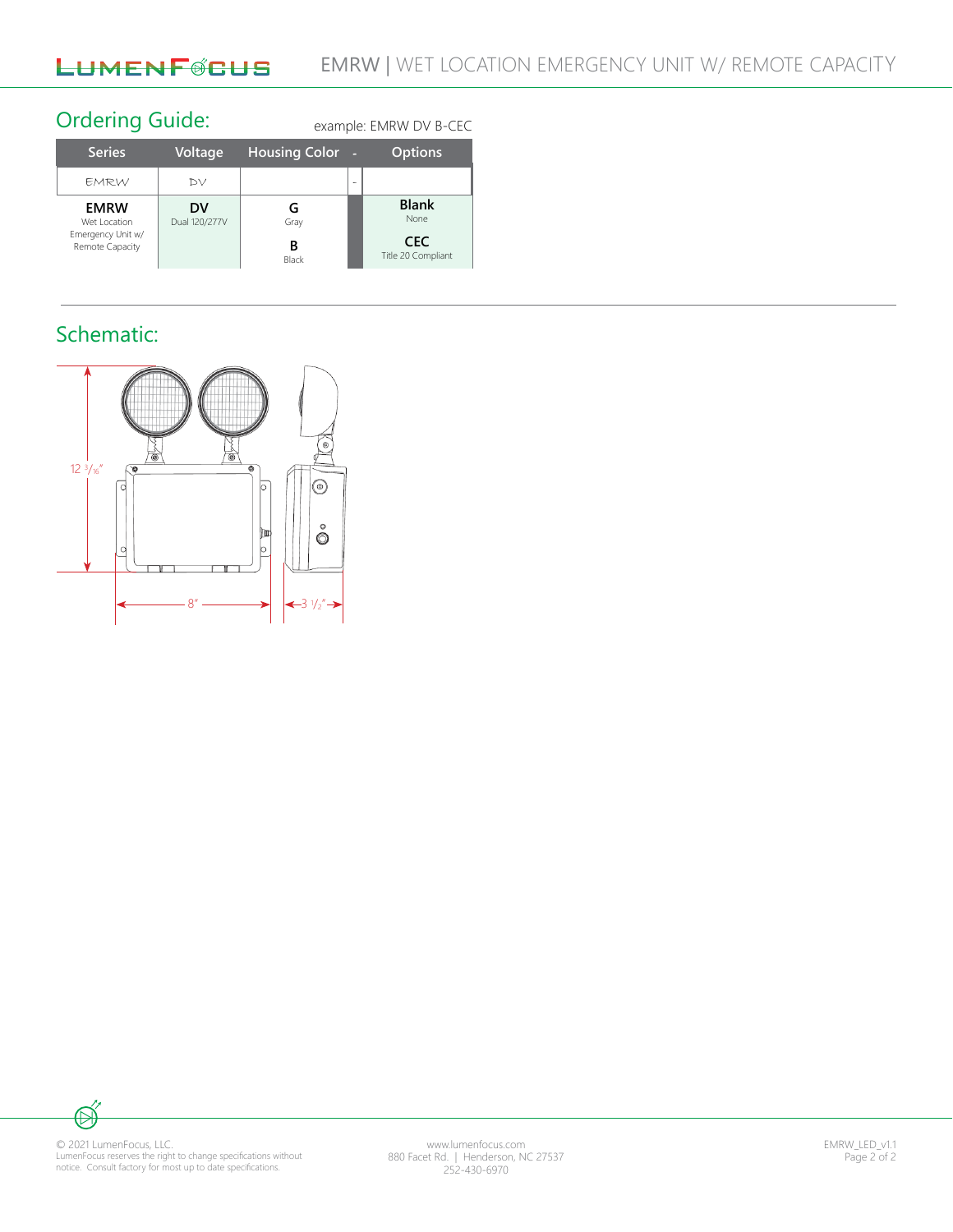## Ordering Guide:

example: EMRW DV B-CEC

| Series | Voltage | Housing Color | - | Options |
|---|---|---|---|---|
| EMRW | DV | | - | |
| **EMRW** Wet Location Emergency Unit w/ Remote Capacity | **DV** Dual 120/277V | **G** Gray<br>**B** Black | | **Blank** None<br>**CEC** Title 20 Compliant |

## Schematic:

12 3/16"

8"

3 1/2"

© 2021 LumenFocus, LLC.
LumenFocus reserves the right to change specifications without notice. Consult factory for most up to date specifications.

www.lumenfocus.com
880 Facet Rd. | Henderson, NC 27537
252-430-6970

EMRW_LED_v1.1